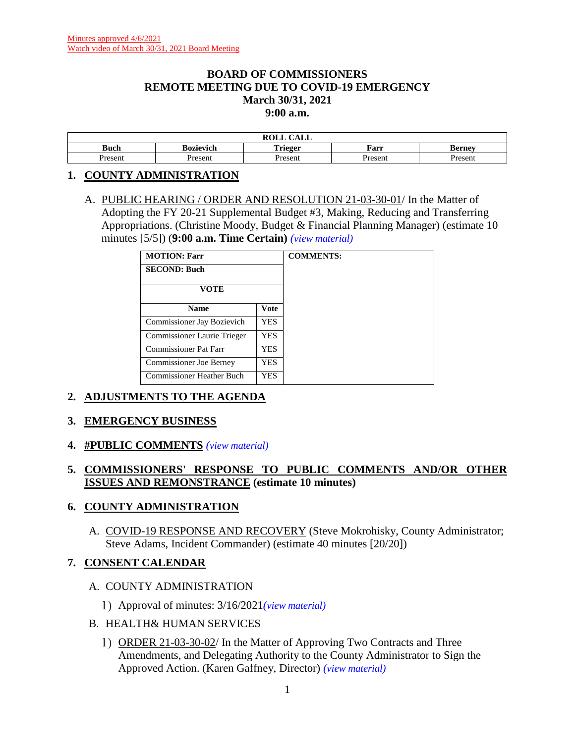Minutes approved 4/6/2021
Watch video of March 30/31, 2021 Board Meeting

# BOARD OF COMMISSIONERS
# REMOTE MEETING DUE TO COVID-19 EMERGENCY
# March 30/31, 2021
# 9:00 a.m.

| ROLL CALL | | | | |
|---|---|---|---|---|
| **Buch** | **Bozievich** | **Trieger** | **Farr** | **Berney** |
| Present | Present | Present | Present | Present |

## 1. COUNTY ADMINISTRATION

A. PUBLIC HEARING / ORDER AND RESOLUTION 21-03-30-01/ In the Matter of Adopting the FY 20-21 Supplemental Budget #3, Making, Reducing and Transferring Appropriations. (Christine Moody, Budget & Financial Planning Manager) (estimate 10 minutes [5/5]) (**9:00 a.m. Time Certain**) *(view material)*

| MOTION: Farr | | COMMENTS: |
|---|---|---|
| **SECOND: Buch** | | |
| **VOTE** | | |
| **Name** | **Vote** | |
| Commissioner Jay Bozievich | YES | |
| Commissioner Laurie Trieger | YES | |
| Commissioner Pat Farr | YES | |
| Commissioner Joe Berney | YES | |
| Commissioner Heather Buch | YES | |

## 2. ADJUSTMENTS TO THE AGENDA

## 3. EMERGENCY BUSINESS

## 4. #PUBLIC COMMENTS *(view material)*

## 5. COMMISSIONERS' RESPONSE TO PUBLIC COMMENTS AND/OR OTHER ISSUES AND REMONSTRANCE (estimate 10 minutes)

## 6. COUNTY ADMINISTRATION

A. COVID-19 RESPONSE AND RECOVERY (Steve Mokrohisky, County Administrator; Steve Adams, Incident Commander) (estimate 40 minutes [20/20])

## 7. CONSENT CALENDAR

A. COUNTY ADMINISTRATION

1) Approval of minutes: 3/16/2021*(view material)*

B. HEALTH& HUMAN SERVICES

1) ORDER 21-03-30-02/ In the Matter of Approving Two Contracts and Three Amendments, and Delegating Authority to the County Administrator to Sign the Approved Action. (Karen Gaffney, Director) *(view material)*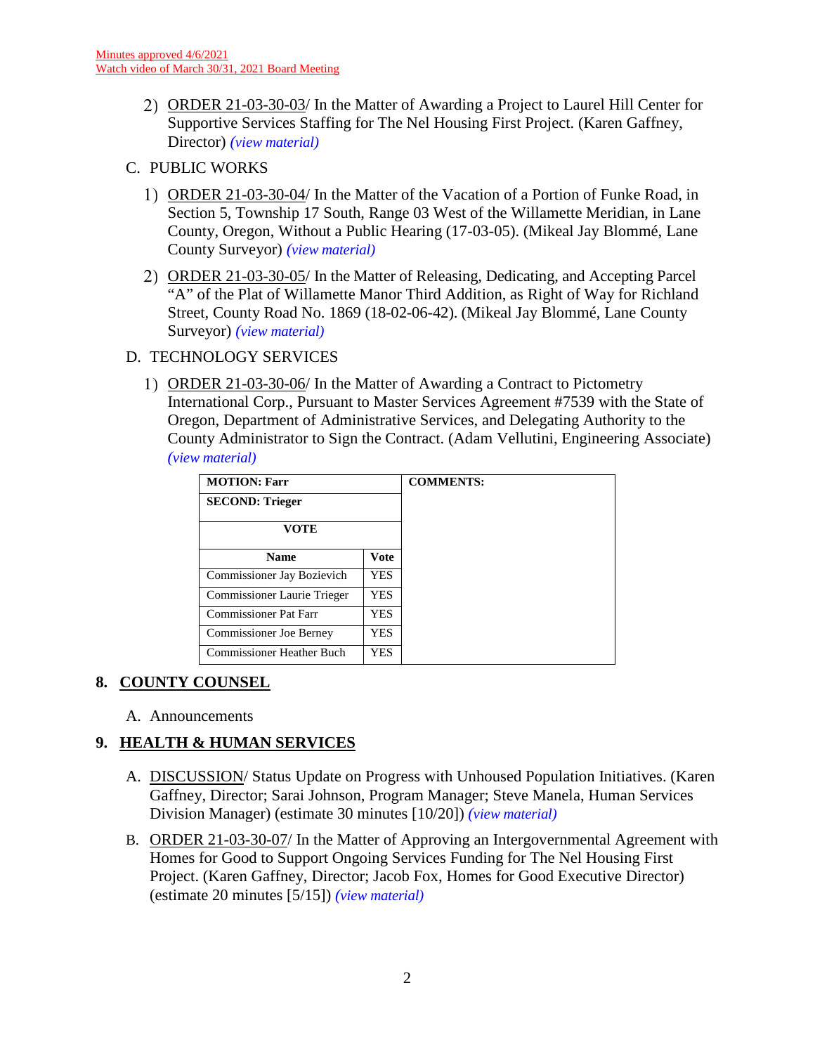Minutes approved 4/6/2021
Watch video of March 30/31, 2021 Board Meeting

2) ORDER 21-03-30-03/ In the Matter of Awarding a Project to Laurel Hill Center for Supportive Services Staffing for The Nel Housing First Project. (Karen Gaffney, Director) *(view material)*

C. PUBLIC WORKS

1) ORDER 21-03-30-04/ In the Matter of the Vacation of a Portion of Funke Road, in Section 5, Township 17 South, Range 03 West of the Willamette Meridian, in Lane County, Oregon, Without a Public Hearing (17-03-05). (Mikeal Jay Blommé, Lane County Surveyor) *(view material)*

2) ORDER 21-03-30-05/ In the Matter of Releasing, Dedicating, and Accepting Parcel "A" of the Plat of Willamette Manor Third Addition, as Right of Way for Richland Street, County Road No. 1869 (18-02-06-42). (Mikeal Jay Blommé, Lane County Surveyor) *(view material)*

D. TECHNOLOGY SERVICES

1) ORDER 21-03-30-06/ In the Matter of Awarding a Contract to Pictometry International Corp., Pursuant to Master Services Agreement #7539 with the State of Oregon, Department of Administrative Services, and Delegating Authority to the County Administrator to Sign the Contract. (Adam Vellutini, Engineering Associate) *(view material)*

| **MOTION: Farr** | | **COMMENTS:** |
|---|---|---|
| **SECOND: Trieger** | | |
| **VOTE** | | |
| **Name** | **Vote** | |
| Commissioner Jay Bozievich | YES | |
| Commissioner Laurie Trieger | YES | |
| Commissioner Pat Farr | YES | |
| Commissioner Joe Berney | YES | |
| Commissioner Heather Buch | YES | |

## 8. COUNTY COUNSEL

A. Announcements

## 9. HEALTH & HUMAN SERVICES

A. DISCUSSION/ Status Update on Progress with Unhoused Population Initiatives. (Karen Gaffney, Director; Sarai Johnson, Program Manager; Steve Manela, Human Services Division Manager) (estimate 30 minutes [10/20]) *(view material)*

B. ORDER 21-03-30-07/ In the Matter of Approving an Intergovernmental Agreement with Homes for Good to Support Ongoing Services Funding for The Nel Housing First Project. (Karen Gaffney, Director; Jacob Fox, Homes for Good Executive Director) (estimate 20 minutes [5/15]) *(view material)*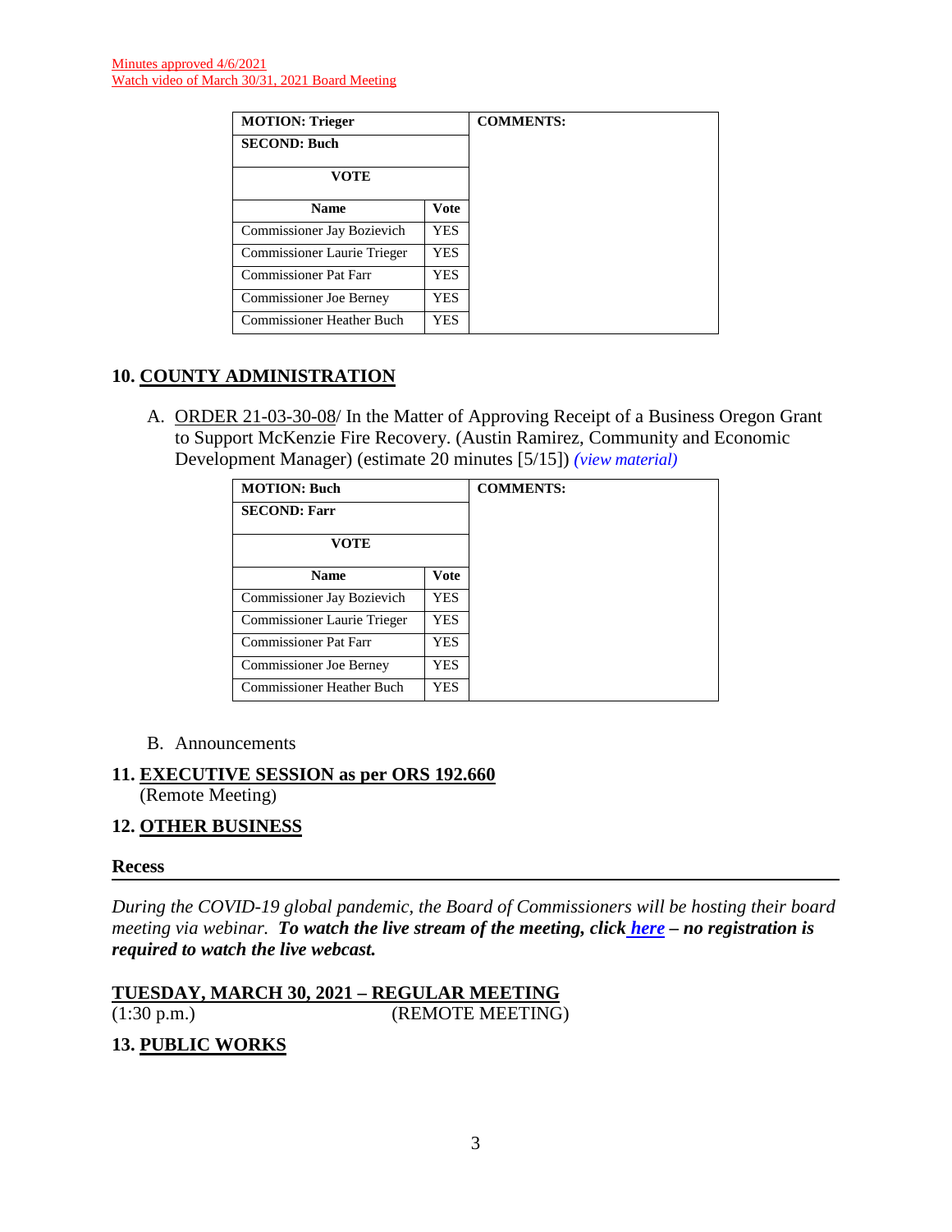Minutes approved 4/6/2021
Watch video of March 30/31, 2021 Board Meeting

| MOTION: Trieger | | COMMENTS: |
|---|---|---|
| SECOND: Buch | | |
| VOTE | | |
| Name | Vote | |
| Commissioner Jay Bozievich | YES | |
| Commissioner Laurie Trieger | YES | |
| Commissioner Pat Farr | YES | |
| Commissioner Joe Berney | YES | |
| Commissioner Heather Buch | YES | |

## 10. COUNTY ADMINISTRATION

A. ORDER 21-03-30-08/ In the Matter of Approving Receipt of a Business Oregon Grant to Support McKenzie Fire Recovery. (Austin Ramirez, Community and Economic Development Manager) (estimate 20 minutes [5/15]) *(view material)*

| MOTION: Buch | | COMMENTS: |
|---|---|---|
| SECOND: Farr | | |
| VOTE | | |
| Name | Vote | |
| Commissioner Jay Bozievich | YES | |
| Commissioner Laurie Trieger | YES | |
| Commissioner Pat Farr | YES | |
| Commissioner Joe Berney | YES | |
| Commissioner Heather Buch | YES | |

B. Announcements

## 11. EXECUTIVE SESSION as per ORS 192.660
(Remote Meeting)

## 12. OTHER BUSINESS

**Recess**

---

*During the COVID-19 global pandemic, the Board of Commissioners will be hosting their board meeting via webinar.* ***To watch the live stream of the meeting, click here – no registration is required to watch the live webcast.***

**TUESDAY, MARCH 30, 2021 – REGULAR MEETING**
(1:30 p.m.) (REMOTE MEETING)

## 13. PUBLIC WORKS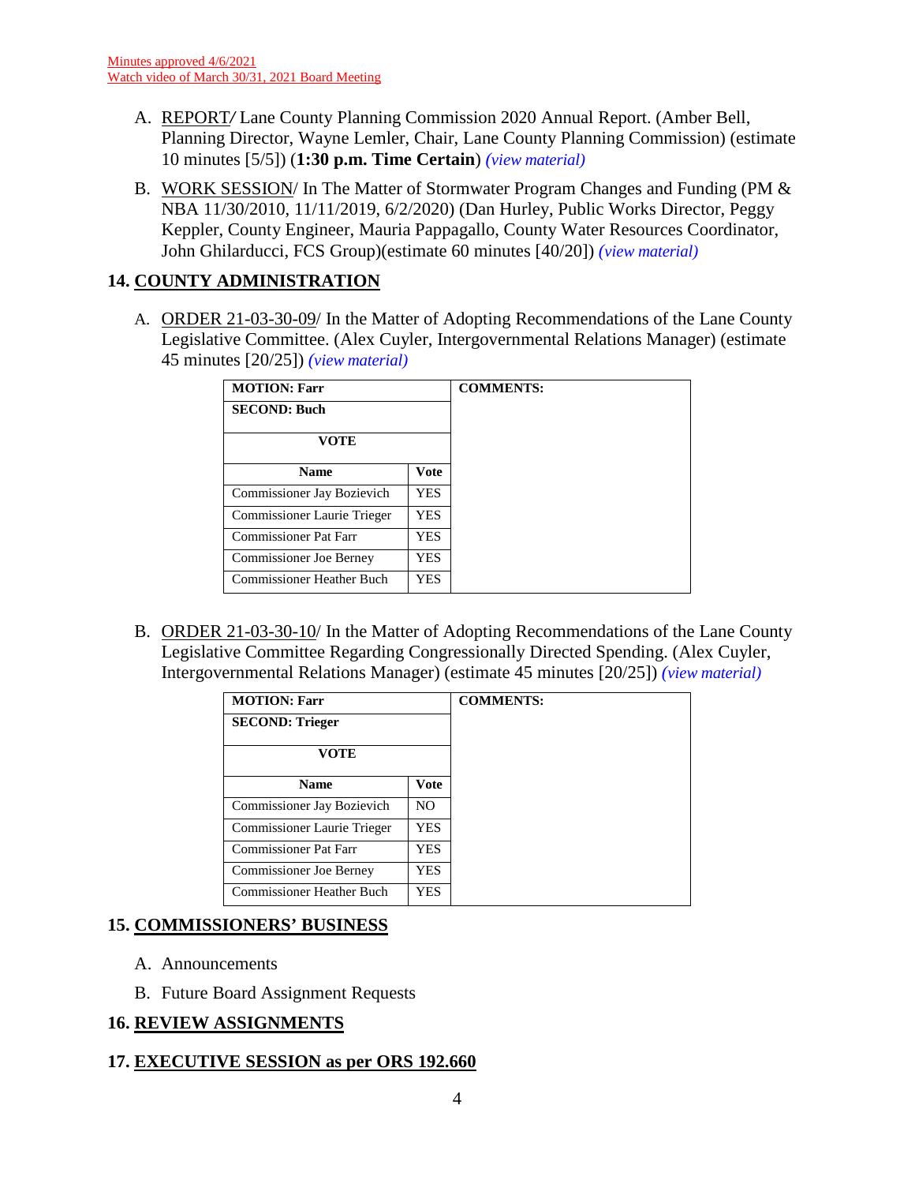Minutes approved 4/6/2021
Watch video of March 30/31, 2021 Board Meeting

A. REPORT/ Lane County Planning Commission 2020 Annual Report. (Amber Bell, Planning Director, Wayne Lemler, Chair, Lane County Planning Commission) (estimate 10 minutes [5/5]) (**1:30 p.m. Time Certain**) *(view material)*

B. WORK SESSION/ In The Matter of Stormwater Program Changes and Funding (PM & NBA 11/30/2010, 11/11/2019, 6/2/2020) (Dan Hurley, Public Works Director, Peggy Keppler, County Engineer, Mauria Pappagallo, County Water Resources Coordinator, John Ghilarducci, FCS Group)(estimate 60 minutes [40/20]) *(view material)*

## 14. COUNTY ADMINISTRATION

A. ORDER 21-03-30-09/ In the Matter of Adopting Recommendations of the Lane County Legislative Committee. (Alex Cuyler, Intergovernmental Relations Manager) (estimate 45 minutes [20/25]) *(view material)*

| **MOTION: Farr** | | **COMMENTS:** |
|---|---|---|
| **SECOND: Buch** | | |
| **VOTE** | | |
| **Name** | **Vote** | |
| Commissioner Jay Bozievich | YES | |
| Commissioner Laurie Trieger | YES | |
| Commissioner Pat Farr | YES | |
| Commissioner Joe Berney | YES | |
| Commissioner Heather Buch | YES | |

B. ORDER 21-03-30-10/ In the Matter of Adopting Recommendations of the Lane County Legislative Committee Regarding Congressionally Directed Spending. (Alex Cuyler, Intergovernmental Relations Manager) (estimate 45 minutes [20/25]) *(view material)*

| **MOTION: Farr** | | **COMMENTS:** |
|---|---|---|
| **SECOND: Trieger** | | |
| **VOTE** | | |
| **Name** | **Vote** | |
| Commissioner Jay Bozievich | NO | |
| Commissioner Laurie Trieger | YES | |
| Commissioner Pat Farr | YES | |
| Commissioner Joe Berney | YES | |
| Commissioner Heather Buch | YES | |

## 15. COMMISSIONERS' BUSINESS

A. Announcements

B. Future Board Assignment Requests

## 16. REVIEW ASSIGNMENTS

## 17. EXECUTIVE SESSION as per ORS 192.660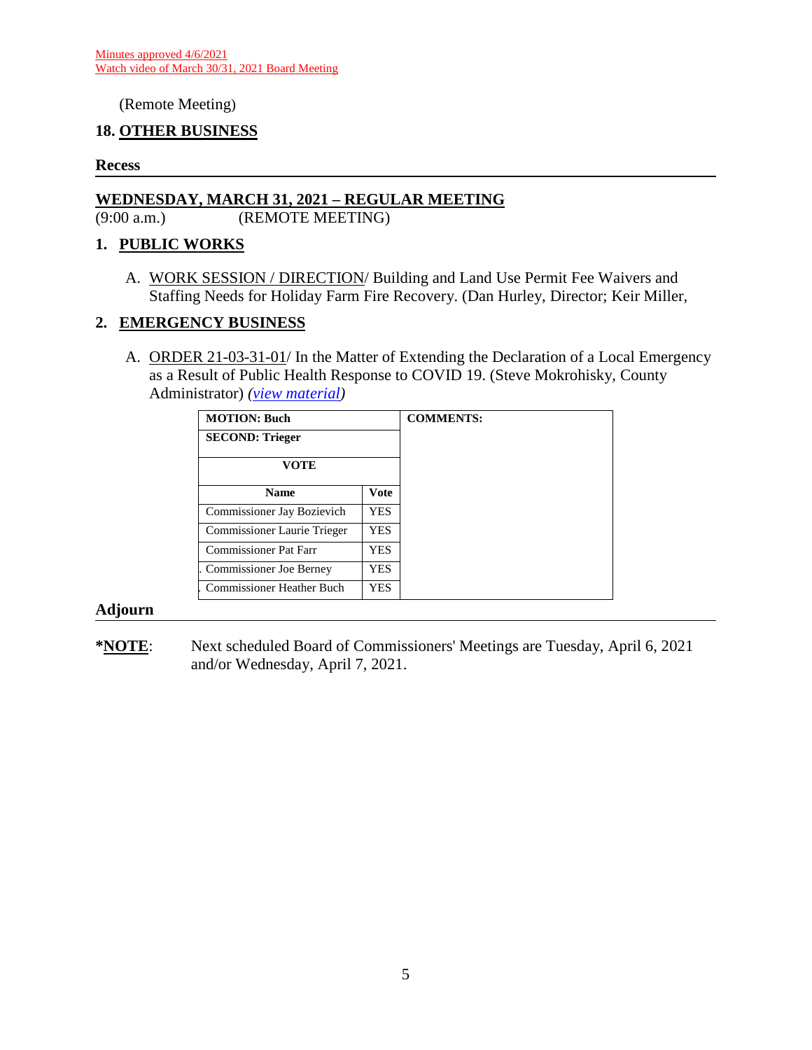Minutes approved 4/6/2021
Watch video of March 30/31, 2021 Board Meeting

(Remote Meeting)

## 18. OTHER BUSINESS

**Recess**

---

## WEDNESDAY, MARCH 31, 2021 – REGULAR MEETING

(9:00 a.m.) (REMOTE MEETING)

## 1. PUBLIC WORKS

A. WORK SESSION / DIRECTION/ Building and Land Use Permit Fee Waivers and Staffing Needs for Holiday Farm Fire Recovery. (Dan Hurley, Director; Keir Miller,

## 2. EMERGENCY BUSINESS

A. ORDER 21-03-31-01/ In the Matter of Extending the Declaration of a Local Emergency as a Result of Public Health Response to COVID 19. (Steve Mokrohisky, County Administrator) *(view material)*

| MOTION: Buch | | COMMENTS: |
|---|---|---|
| SECOND: Trieger | | |
| VOTE | | |
| Name | Vote | |
| Commissioner Jay Bozievich | YES | |
| Commissioner Laurie Trieger | YES | |
| Commissioner Pat Farr | YES | |
| Commissioner Joe Berney | YES | |
| Commissioner Heather Buch | YES | |

**Adjourn**

---

***NOTE**: Next scheduled Board of Commissioners' Meetings are Tuesday, April 6, 2021 and/or Wednesday, April 7, 2021.